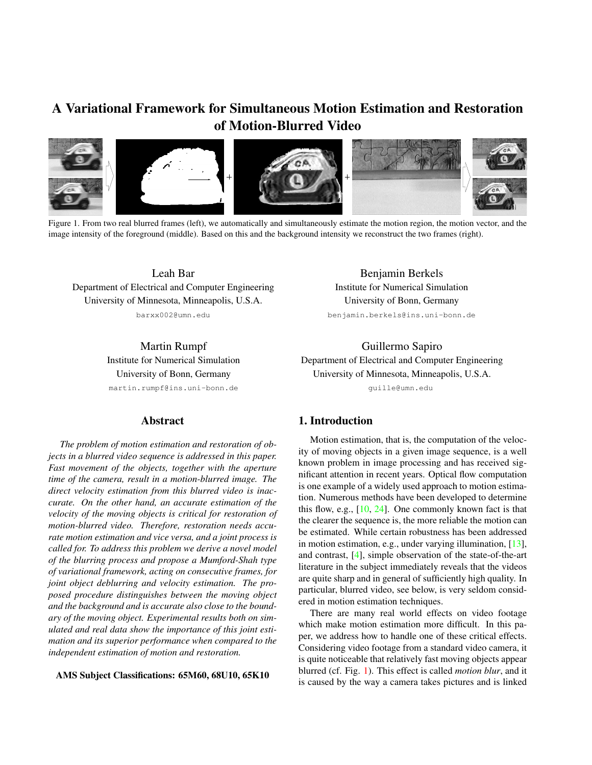# A Variational Framework for Simultaneous Motion Estimation and Restoration of Motion-Blurred Video

Figure 1. From two real blurred frames (left), we automatically and simultaneously estimate the motion region, the motion vector, and the image intensity of the foreground (middle). Based on this and the background intensity we reconstruct the two frames (right).

Leah Bar
Department of Electrical and Computer Engineering
University of Minnesota, Minneapolis, U.S.A.
barxx002@umn.edu

Benjamin Berkels
Institute for Numerical Simulation
University of Bonn, Germany
benjamin.berkels@ins.uni-bonn.de

Martin Rumpf
Institute for Numerical Simulation
University of Bonn, Germany
martin.rumpf@ins.uni-bonn.de

Guillermo Sapiro
Department of Electrical and Computer Engineering
University of Minnesota, Minneapolis, U.S.A.
guille@umn.edu

## Abstract

*The problem of motion estimation and restoration of objects in a blurred video sequence is addressed in this paper. Fast movement of the objects, together with the aperture time of the camera, result in a motion-blurred image. The direct velocity estimation from this blurred video is inaccurate. On the other hand, an accurate estimation of the velocity of the moving objects is critical for restoration of motion-blurred video. Therefore, restoration needs accurate motion estimation and vice versa, and a joint process is called for. To address this problem we derive a novel model of the blurring process and propose a Mumford-Shah type of variational framework, acting on consecutive frames, for joint object deblurring and velocity estimation. The proposed procedure distinguishes between the moving object and the background and is accurate also close to the boundary of the moving object. Experimental results both on simulated and real data show the importance of this joint estimation and its superior performance when compared to the independent estimation of motion and restoration.*

**AMS Subject Classifications: 65M60, 68U10, 65K10**

## 1. Introduction

Motion estimation, that is, the computation of the velocity of moving objects in a given image sequence, is a well known problem in image processing and has received significant attention in recent years. Optical flow computation is one example of a widely used approach to motion estimation. Numerous methods have been developed to determine this flow, e.g., [10, 24]. One commonly known fact is that the clearer the sequence is, the more reliable the motion can be estimated. While certain robustness has been addressed in motion estimation, e.g., under varying illumination, [13], and contrast, [4], simple observation of the state-of-the-art literature in the subject immediately reveals that the videos are quite sharp and in general of sufficiently high quality. In particular, blurred video, see below, is very seldom considered in motion estimation techniques.

There are many real world effects on video footage which make motion estimation more difficult. In this paper, we address how to handle one of these critical effects. Considering video footage from a standard video camera, it is quite noticeable that relatively fast moving objects appear blurred (cf. Fig. 1). This effect is called *motion blur*, and it is caused by the way a camera takes pictures and is linked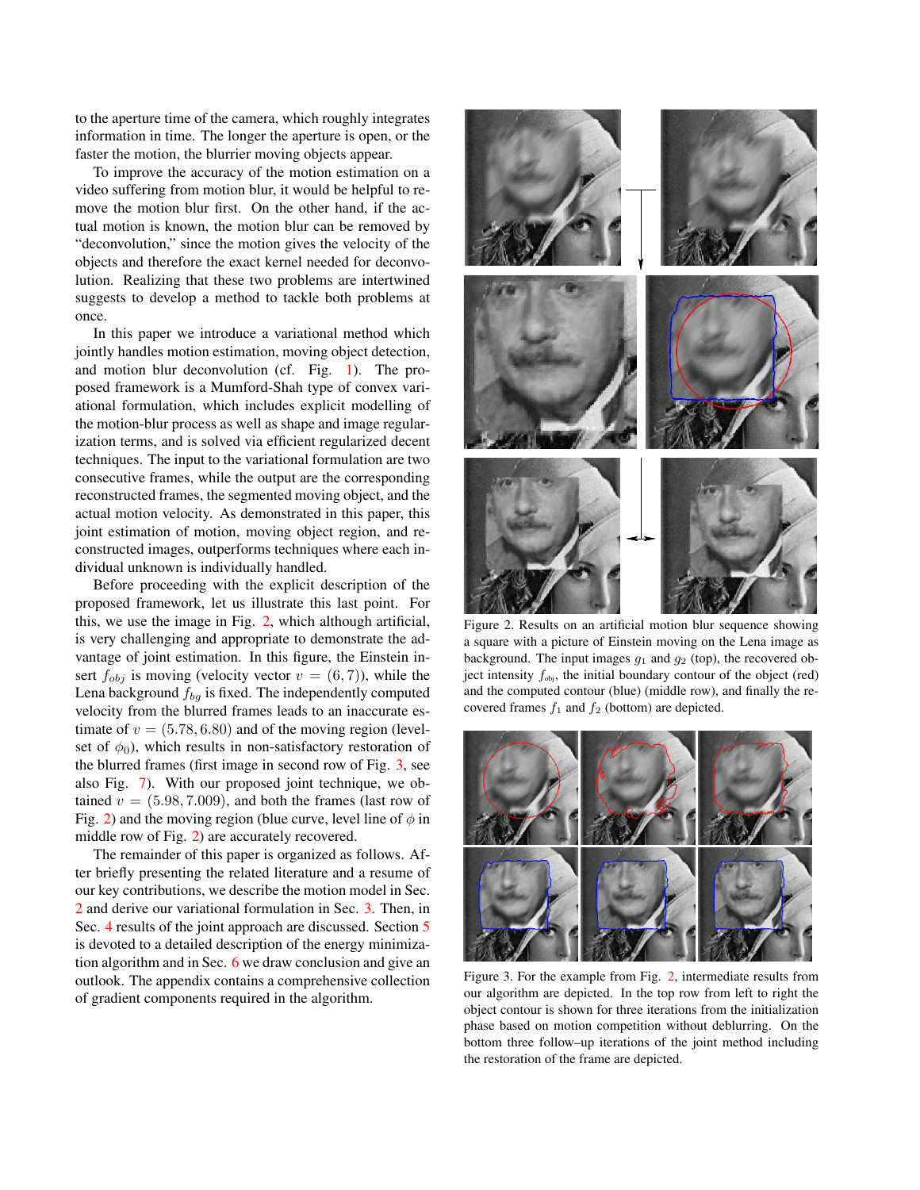to the aperture time of the camera, which roughly integrates information in time. The longer the aperture is open, or the faster the motion, the blurrier moving objects appear.

To improve the accuracy of the motion estimation on a video suffering from motion blur, it would be helpful to remove the motion blur first. On the other hand, if the actual motion is known, the motion blur can be removed by "deconvolution," since the motion gives the velocity of the objects and therefore the exact kernel needed for deconvolution. Realizing that these two problems are intertwined suggests to develop a method to tackle both problems at once.

In this paper we introduce a variational method which jointly handles motion estimation, moving object detection, and motion blur deconvolution (cf. Fig. 1). The proposed framework is a Mumford-Shah type of convex variational formulation, which includes explicit modelling of the motion-blur process as well as shape and image regularization terms, and is solved via efficient regularized decent techniques. The input to the variational formulation are two consecutive frames, while the output are the corresponding reconstructed frames, the segmented moving object, and the actual motion velocity. As demonstrated in this paper, this joint estimation of motion, moving object region, and reconstructed images, outperforms techniques where each individual unknown is individually handled.

Before proceeding with the explicit description of the proposed framework, let us illustrate this last point. For this, we use the image in Fig. 2, which although artificial, is very challenging and appropriate to demonstrate the advantage of joint estimation. In this figure, the Einstein insert $f_{obj}$ is moving (velocity vector $v = (6, 7)$), while the Lena background $f_{bg}$ is fixed. The independently computed velocity from the blurred frames leads to an inaccurate estimate of $v = (5.78, 6.80)$ and of the moving region (level-set of $\phi_0$), which results in non-satisfactory restoration of the blurred frames (first image in second row of Fig. 3, see also Fig. 7). With our proposed joint technique, we obtained $v = (5.98, 7.009)$, and both the frames (last row of Fig. 2) and the moving region (blue curve, level line of $\phi$ in middle row of Fig. 2) are accurately recovered.

The remainder of this paper is organized as follows. After briefly presenting the related literature and a resume of our key contributions, we describe the motion model in Sec. 2 and derive our variational formulation in Sec. 3. Then, in Sec. 4 results of the joint approach are discussed. Section 5 is devoted to a detailed description of the energy minimization algorithm and in Sec. 6 we draw conclusion and give an outlook. The appendix contains a comprehensive collection of gradient components required in the algorithm.

Figure 2. Results on an artificial motion blur sequence showing a square with a picture of Einstein moving on the Lena image as background. The input images $g_1$ and $g_2$ (top), the recovered object intensity $f_{obj}$, the initial boundary contour of the object (red) and the computed contour (blue) (middle row), and finally the recovered frames $f_1$ and $f_2$ (bottom) are depicted.

Figure 3. For the example from Fig. 2, intermediate results from our algorithm are depicted. In the top row from left to right the object contour is shown for three iterations from the initialization phase based on motion competition without deblurring. On the bottom three follow–up iterations of the joint method including the restoration of the frame are depicted.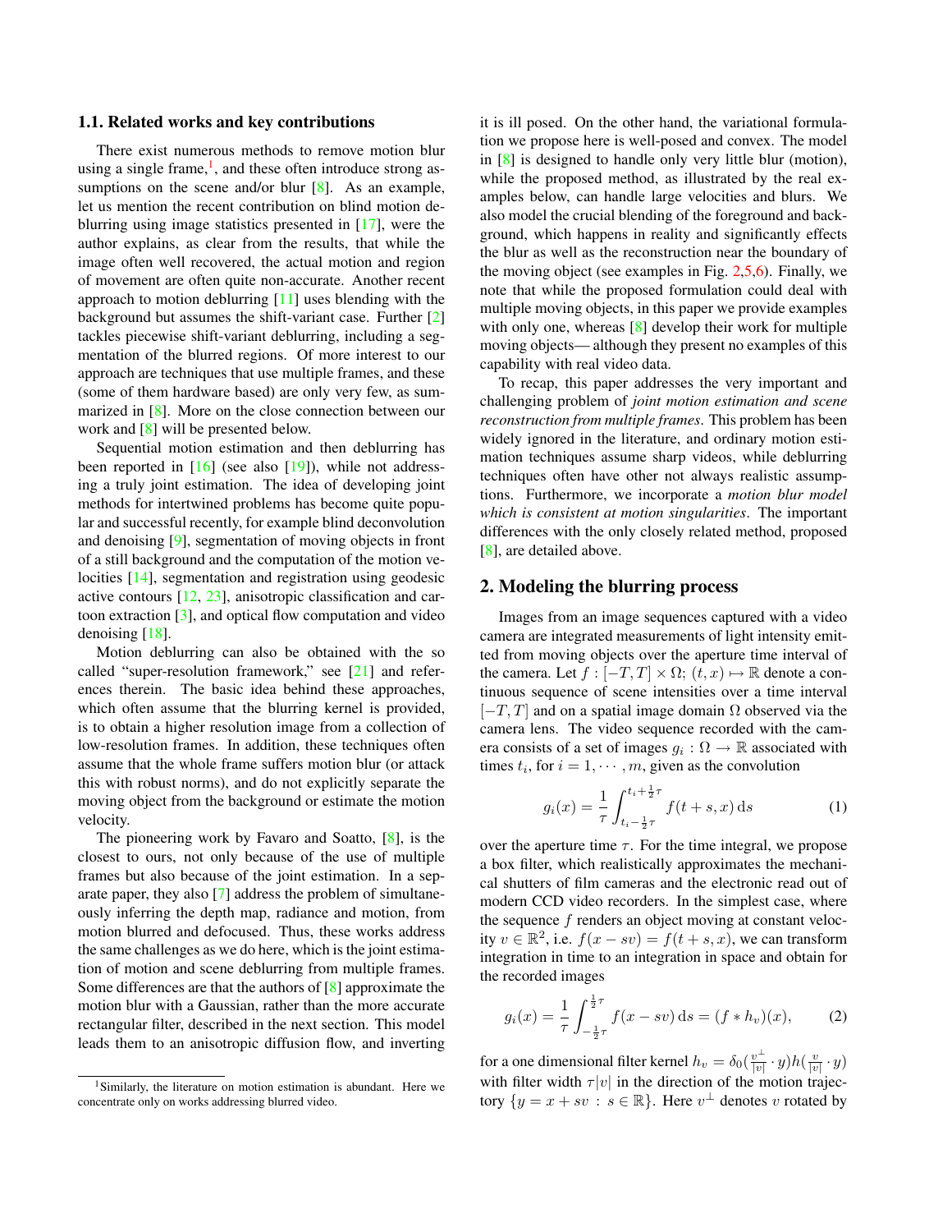### 1.1. Related works and key contributions

There exist numerous methods to remove motion blur using a single frame,[1] and these often introduce strong assumptions on the scene and/or blur [8]. As an example, let us mention the recent contribution on blind motion deblurring using image statistics presented in [17], were the author explains, as clear from the results, that while the image often well recovered, the actual motion and region of movement are often quite non-accurate. Another recent approach to motion deblurring [11] uses blending with the background but assumes the shift-variant case. Further [2] tackles piecewise shift-variant deblurring, including a segmentation of the blurred regions. Of more interest to our approach are techniques that use multiple frames, and these (some of them hardware based) are only very few, as summarized in [8]. More on the close connection between our work and [8] will be presented below.

Sequential motion estimation and then deblurring has been reported in [16] (see also [19]), while not addressing a truly joint estimation. The idea of developing joint methods for intertwined problems has become quite popular and successful recently, for example blind deconvolution and denoising [9], segmentation of moving objects in front of a still background and the computation of the motion velocities [14], segmentation and registration using geodesic active contours [12, 23], anisotropic classification and cartoon extraction [3], and optical flow computation and video denoising [18].

Motion deblurring can also be obtained with the so called "super-resolution framework," see [21] and references therein. The basic idea behind these approaches, which often assume that the blurring kernel is provided, is to obtain a higher resolution image from a collection of low-resolution frames. In addition, these techniques often assume that the whole frame suffers motion blur (or attack this with robust norms), and do not explicitly separate the moving object from the background or estimate the motion velocity.

The pioneering work by Favaro and Soatto, [8], is the closest to ours, not only because of the use of multiple frames but also because of the joint estimation. In a separate paper, they also [7] address the problem of simultaneously inferring the depth map, radiance and motion, from motion blurred and defocused. Thus, these works address the same challenges as we do here, which is the joint estimation of motion and scene deblurring from multiple frames. Some differences are that the authors of [8] approximate the motion blur with a Gaussian, rather than the more accurate rectangular filter, described in the next section. This model leads them to an anisotropic diffusion flow, and inverting it is ill posed. On the other hand, the variational formulation we propose here is well-posed and convex. The model in [8] is designed to handle only very little blur (motion), while the proposed method, as illustrated by the real examples below, can handle large velocities and blurs. We also model the crucial blending of the foreground and background, which happens in reality and significantly effects the blur as well as the reconstruction near the boundary of the moving object (see examples in Fig. 2,5,6). Finally, we note that while the proposed formulation could deal with multiple moving objects, in this paper we provide examples with only one, whereas [8] develop their work for multiple moving objects— although they present no examples of this capability with real video data.

To recap, this paper addresses the very important and challenging problem of *joint motion estimation and scene reconstruction from multiple frames*. This problem has been widely ignored in the literature, and ordinary motion estimation techniques assume sharp videos, while deblurring techniques often have other not always realistic assumptions. Furthermore, we incorporate a *motion blur model which is consistent at motion singularities*. The important differences with the only closely related method, proposed [8], are detailed above.

## 2. Modeling the blurring process

Images from an image sequences captured with a video camera are integrated measurements of light intensity emitted from moving objects over the aperture time interval of the camera. Let $f : [-T, T] \times \Omega;\ (t, x) \mapsto \mathbb{R}$ denote a continuous sequence of scene intensities over a time interval $[-T, T]$ and on a spatial image domain $\Omega$ observed via the camera lens. The video sequence recorded with the camera consists of a set of images $g_i : \Omega \to \mathbb{R}$ associated with times $t_i$, for $i = 1, \cdots, m$, given as the convolution

$$g_i(x) = \frac{1}{\tau} \int_{t_i - \frac{1}{2}\tau}^{t_i + \frac{1}{2}\tau} f(t + s, x)\, \mathrm{d}s \tag{1}$$

over the aperture time $\tau$. For the time integral, we propose a box filter, which realistically approximates the mechanical shutters of film cameras and the electronic read out of modern CCD video recorders. In the simplest case, where the sequence $f$ renders an object moving at constant velocity $v \in \mathbb{R}^2$, i.e. $f(x - sv) = f(t + s, x)$, we can transform integration in time to an integration in space and obtain for the recorded images

$$g_i(x) = \frac{1}{\tau} \int_{-\frac{1}{2}\tau}^{\frac{1}{2}\tau} f(x - sv)\, \mathrm{d}s = (f * h_v)(x), \tag{2}$$

for a one dimensional filter kernel $h_v = \delta_0(\frac{v^\perp}{|v|} \cdot y) h(\frac{v}{|v|} \cdot y)$ with filter width $\tau|v|$ in the direction of the motion trajectory $\{y = x + sv : s \in \mathbb{R}\}$. Here $v^\perp$ denotes $v$ rotated by

[1] Similarly, the literature on motion estimation is abundant. Here we concentrate only on works addressing blurred video.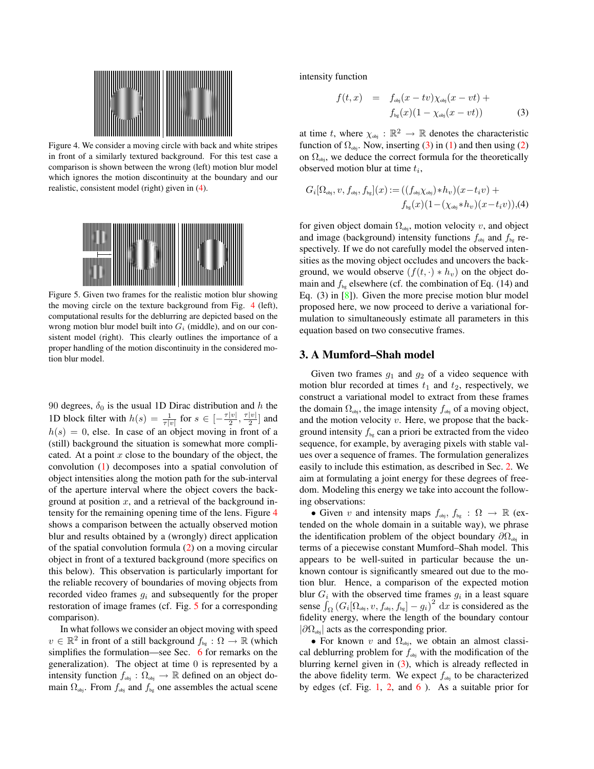Figure 4. We consider a moving circle with back and white stripes in front of a similarly textured background. For this test case a comparison is shown between the wrong (left) motion blur model which ignores the motion discontinuity at the boundary and our realistic, consistent model (right) given in (4).

Figure 5. Given two frames for the realistic motion blur showing the moving circle on the texture background from Fig. 4 (left), computational results for the deblurring are depicted based on the wrong motion blur model built into $G_i$ (middle), and on our consistent model (right). This clearly outlines the importance of a proper handling of the motion discontinuity in the considered motion blur model.

90 degrees, $\delta_0$ is the usual 1D Dirac distribution and $h$ the 1D block filter with $h(s) = \frac{1}{\tau|v|}$ for $s \in [-\frac{\tau|v|}{2}, \frac{\tau|v|}{2}]$ and $h(s) = 0$, else. In case of an object moving in front of a (still) background the situation is somewhat more complicated. At a point $x$ close to the boundary of the object, the convolution (1) decomposes into a spatial convolution of object intensities along the motion path for the sub-interval of the aperture interval where the object covers the background at position $x$, and a retrieval of the background intensity for the remaining opening time of the lens. Figure 4 shows a comparison between the actually observed motion blur and results obtained by a (wrongly) direct application of the spatial convolution formula (2) on a moving circular object in front of a textured background (more specifics on this below). This observation is particularly important for the reliable recovery of boundaries of moving objects from recorded video frames $g_i$ and subsequently for the proper restoration of image frames (cf. Fig. 5 for a corresponding comparison).

In what follows we consider an object moving with speed $v \in \mathbb{R}^2$ in front of a still background $f_{\text{bg}} : \Omega \to \mathbb{R}$ (which simplifies the formulation—see Sec. 6 for remarks on the generalization). The object at time 0 is represented by a intensity function $f_{\text{obj}} : \Omega_{\text{obj}} \to \mathbb{R}$ defined on an object domain $\Omega_{\text{obj}}$. From $f_{\text{obj}}$ and $f_{\text{bg}}$ one assembles the actual scene intensity function

$$
\begin{aligned}
f(t,x) &= f_{\text{obj}}(x - tv)\chi_{\text{obj}}(x - vt) + \\
&\quad f_{\text{bg}}(x)(1 - \chi_{\text{obj}}(x - vt))
\end{aligned} \tag{3}
$$

at time $t$, where $\chi_{\text{obj}} : \mathbb{R}^2 \to \mathbb{R}$ denotes the characteristic function of $\Omega_{\text{obj}}$. Now, inserting (3) in (1) and then using (2) on $\Omega_{\text{obj}}$, we deduce the correct formula for the theoretically observed motion blur at time $t_i$,

$$
\begin{aligned}
G_i[\Omega_{\text{obj}}, v, f_{\text{obj}}, f_{\text{bg}}](x) &:= ((f_{\text{obj}}\chi_{\text{obj}}) * h_v)(x - t_i v) + \\
&\quad f_{\text{bg}}(x)(1 - (\chi_{\text{obj}} * h_v)(x - t_i v)),
\end{aligned} \tag{4}
$$

for given object domain $\Omega_{\text{obj}}$, motion velocity $v$, and object and image (background) intensity functions $f_{\text{obj}}$ and $f_{\text{bg}}$ respectively. If we do not carefully model the observed intensities as the moving object occludes and uncovers the background, we would observe $(f(t,\cdot) * h_v)$ on the object domain and $f_{\text{bg}}$ elsewhere (cf. the combination of Eq. (14) and Eq. (3) in [8]). Given the more precise motion blur model proposed here, we now proceed to derive a variational formulation to simultaneously estimate all parameters in this equation based on two consecutive frames.

## 3. A Mumford–Shah model

Given two frames $g_1$ and $g_2$ of a video sequence with motion blur recorded at times $t_1$ and $t_2$, respectively, we construct a variational model to extract from these frames the domain $\Omega_{\text{obj}}$, the image intensity $f_{\text{obj}}$ of a moving object, and the motion velocity $v$. Here, we propose that the background intensity $f_{\text{bg}}$ can a priori be extracted from the video sequence, for example, by averaging pixels with stable values over a sequence of frames. The formulation generalizes easily to include this estimation, as described in Sec. 2. We aim at formulating a joint energy for these degrees of freedom. Modeling this energy we take into account the following observations:

- Given $v$ and intensity maps $f_{\text{obj}}, f_{\text{bg}} : \Omega \to \mathbb{R}$ (extended on the whole domain in a suitable way), we phrase the identification problem of the object boundary $\partial\Omega_{\text{obj}}$ in terms of a piecewise constant Mumford–Shah model. This appears to be well-suited in particular because the unknown contour is significantly smeared out due to the motion blur. Hence, a comparison of the expected motion blur $G_i$ with the observed time frames $g_i$ in a least square sense $\int_\Omega \left(G_i[\Omega_{\text{obj}}, v, f_{\text{obj}}, f_{\text{bg}}] - g_i\right)^2 \,\mathrm{d}x$ is considered as the fidelity energy, where the length of the boundary contour $|\partial\Omega_{\text{obj}}|$ acts as the corresponding prior.
- For known $v$ and $\Omega_{\text{obj}}$, we obtain an almost classical deblurring problem for $f_{\text{obj}}$ with the modification of the blurring kernel given in (3), which is already reflected in the above fidelity term. We expect $f_{\text{obj}}$ to be characterized by edges (cf. Fig. 1, 2, and 6 ). As a suitable prior for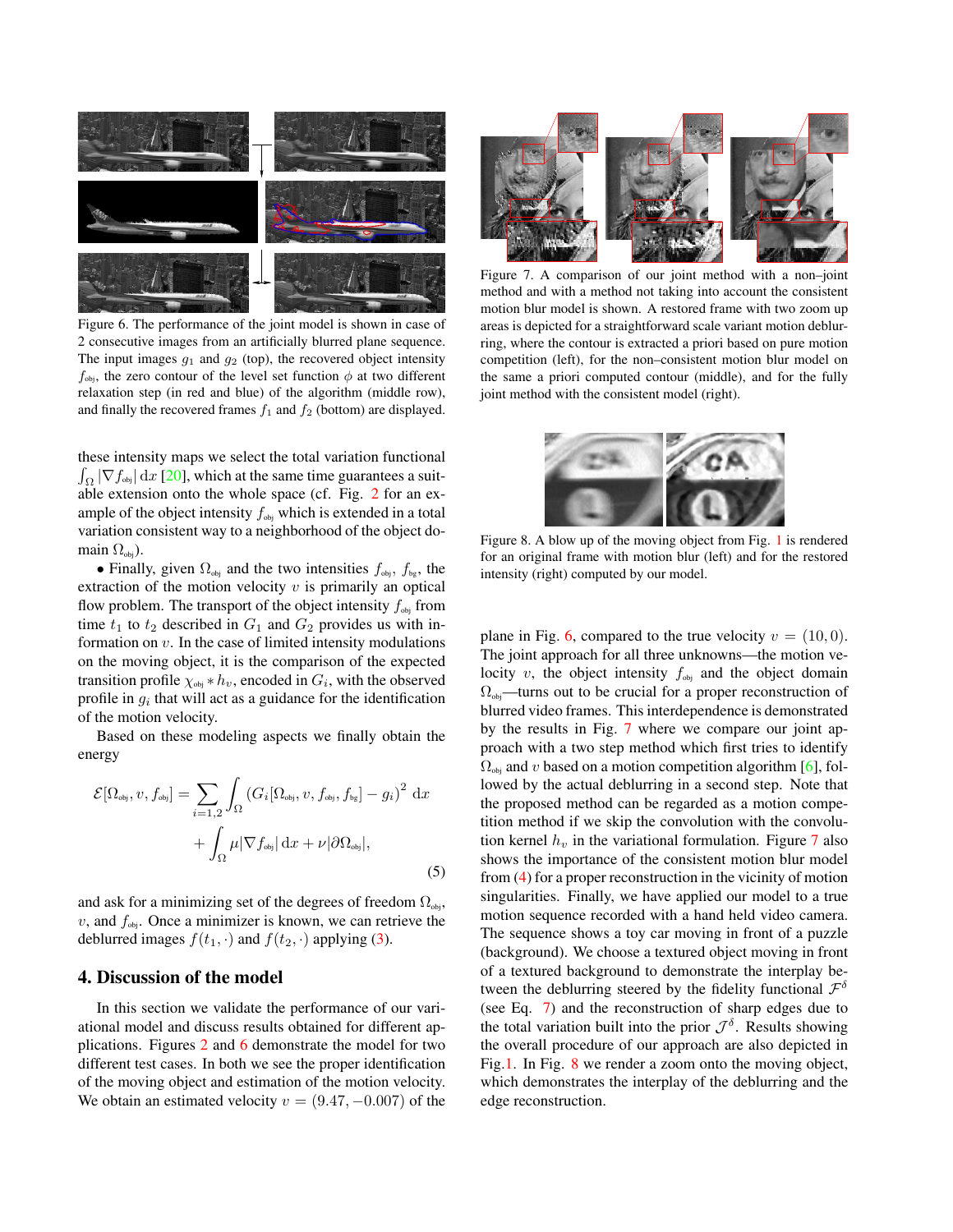Figure 6. The performance of the joint model is shown in case of 2 consecutive images from an artificially blurred plane sequence. The input images $g_1$ and $g_2$ (top), the recovered object intensity $f_{\text{obj}}$, the zero contour of the level set function $\phi$ at two different relaxation step (in red and blue) of the algorithm (middle row), and finally the recovered frames $f_1$ and $f_2$ (bottom) are displayed.

these intensity maps we select the total variation functional $\int_\Omega |\nabla f_{\text{obj}}| \,\mathrm{d}x$ [20], which at the same time guarantees a suitable extension onto the whole space (cf. Fig. 2 for an example of the object intensity $f_{\text{obj}}$ which is extended in a total variation consistent way to a neighborhood of the object domain $\Omega_{\text{obj}}$).

- Finally, given $\Omega_{\text{obj}}$ and the two intensities $f_{\text{obj}}$, $f_{\text{bg}}$, the extraction of the motion velocity $v$ is primarily an optical flow problem. The transport of the object intensity $f_{\text{obj}}$ from time $t_1$ to $t_2$ described in $G_1$ and $G_2$ provides us with information on $v$. In the case of limited intensity modulations on the moving object, it is the comparison of the expected transition profile $\chi_{\text{obj}} * h_v$, encoded in $G_i$, with the observed profile in $g_i$ that will act as a guidance for the identification of the motion velocity.

Based on these modeling aspects we finally obtain the energy

$$\mathcal{E}[\Omega_{\text{obj}}, v, f_{\text{obj}}] = \sum_{i=1,2} \int_\Omega \left( G_i[\Omega_{\text{obj}}, v, f_{\text{obj}}, f_{\text{bg}}] - g_i \right)^2 \,\mathrm{d}x + \int_\Omega \mu |\nabla f_{\text{obj}}| \,\mathrm{d}x + \nu |\partial \Omega_{\text{obj}}|, \tag{5}$$

and ask for a minimizing set of the degrees of freedom $\Omega_{\text{obj}}$, $v$, and $f_{\text{obj}}$. Once a minimizer is known, we can retrieve the deblurred images $f(t_1, \cdot)$ and $f(t_2, \cdot)$ applying (3).

## 4. Discussion of the model

In this section we validate the performance of our variational model and discuss results obtained for different applications. Figures 2 and 6 demonstrate the model for two different test cases. In both we see the proper identification of the moving object and estimation of the motion velocity. We obtain an estimated velocity $v = (9.47, -0.007)$ of the plane in Fig. 6, compared to the true velocity $v = (10, 0)$. The joint approach for all three unknowns—the motion velocity $v$, the object intensity $f_{\text{obj}}$ and the object domain $\Omega_{\text{obj}}$—turns out to be crucial for a proper reconstruction of blurred video frames. This interdependence is demonstrated by the results in Fig. 7 where we compare our joint approach with a two step method which first tries to identify $\Omega_{\text{obj}}$ and $v$ based on a motion competition algorithm [6], followed by the actual deblurring in a second step. Note that the proposed method can be regarded as a motion competition method if we skip the convolution with the convolution kernel $h_v$ in the variational formulation. Figure 7 also shows the importance of the consistent motion blur model from (4) for a proper reconstruction in the vicinity of motion singularities. Finally, we have applied our model to a true motion sequence recorded with a hand held video camera. The sequence shows a toy car moving in front of a puzzle (background). We choose a textured object moving in front of a textured background to demonstrate the interplay between the deblurring steered by the fidelity functional $\mathcal{F}^\delta$ (see Eq. 7) and the reconstruction of sharp edges due to the total variation built into the prior $\mathcal{J}^\delta$. Results showing the overall procedure of our approach are also depicted in Fig.1. In Fig. 8 we render a zoom onto the moving object, which demonstrates the interplay of the deblurring and the edge reconstruction.

Figure 7. A comparison of our joint method with a non–joint method and with a method not taking into account the consistent motion blur model is shown. A restored frame with two zoom up areas is depicted for a straightforward scale variant motion deblurring, where the contour is extracted a priori based on pure motion competition (left), for the non–consistent motion blur model on the same a priori computed contour (middle), and for the fully joint method with the consistent model (right).

Figure 8. A blow up of the moving object from Fig. 1 is rendered for an original frame with motion blur (left) and for the restored intensity (right) computed by our model.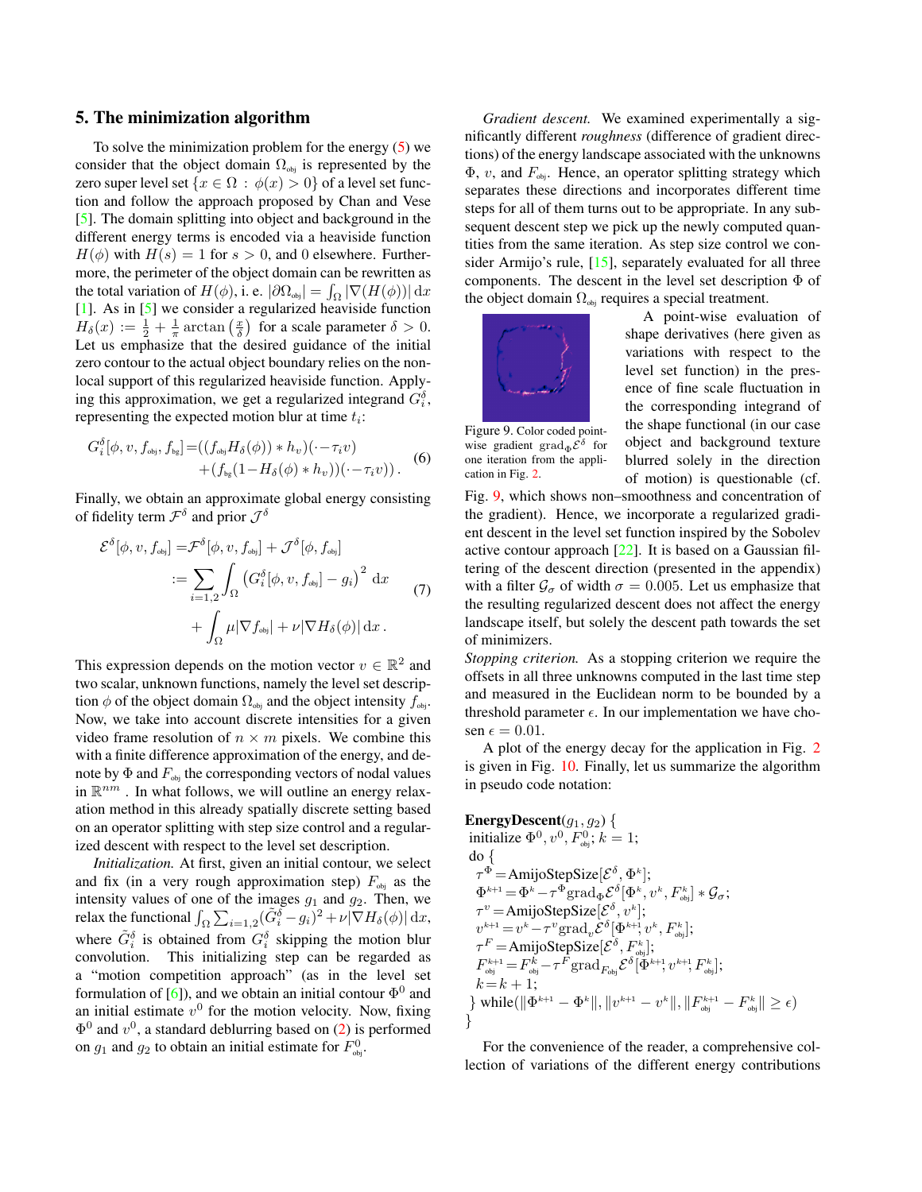## 5. The minimization algorithm

To solve the minimization problem for the energy (5) we consider that the object domain $\Omega_{\text{obj}}$ is represented by the zero super level set $\{x \in \Omega : \phi(x) > 0\}$ of a level set function and follow the approach proposed by Chan and Vese [5]. The domain splitting into object and background in the different energy terms is encoded via a heaviside function $H(\phi)$ with $H(s) = 1$ for $s > 0$, and 0 elsewhere. Furthermore, the perimeter of the object domain can be rewritten as the total variation of $H(\phi)$, i. e. $|\partial\Omega_{\text{obj}}| = \int_\Omega |\nabla(H(\phi))| \,\mathrm{d}x$ [1]. As in [5] we consider a regularized heaviside function $H_\delta(x) := \frac{1}{2} + \frac{1}{\pi}\arctan\left(\frac{x}{\delta}\right)$ for a scale parameter $\delta > 0$. Let us emphasize that the desired guidance of the initial zero contour to the actual object boundary relies on the non-local support of this regularized heaviside function. Applying this approximation, we get a regularized integrand $G_i^\delta$, representing the expected motion blur at time $t_i$:

$$
\begin{aligned}
G_i^\delta[\phi, v, f_{\text{obj}}, f_{\text{bg}}] = &((f_{\text{obj}} H_\delta(\phi)) * h_v)(\cdot - \tau_i v) \\
&+ (f_{\text{bg}}(1 - H_\delta(\phi) * h_v))(\cdot - \tau_i v)\,.
\end{aligned} \tag{6}
$$

Finally, we obtain an approximate global energy consisting of fidelity term $\mathcal{F}^\delta$ and prior $\mathcal{J}^\delta$

$$
\begin{aligned}
\mathcal{E}^\delta[\phi, v, f_{\text{obj}}] =& \mathcal{F}^\delta[\phi, v, f_{\text{obj}}] + \mathcal{J}^\delta[\phi, f_{\text{obj}}] \\
:=& \sum_{i=1,2} \int_\Omega \left(G_i^\delta[\phi, v, f_{\text{obj}}] - g_i\right)^2 \,\mathrm{d}x \\
&+ \int_\Omega \mu |\nabla f_{\text{obj}}| + \nu |\nabla H_\delta(\phi)| \,\mathrm{d}x\,.
\end{aligned} \tag{7}
$$

This expression depends on the motion vector $v \in \mathbb{R}^2$ and two scalar, unknown functions, namely the level set description $\phi$ of the object domain $\Omega_{\text{obj}}$ and the object intensity $f_{\text{obj}}$. Now, we take into account discrete intensities for a given video frame resolution of $n \times m$ pixels. We combine this with a finite difference approximation of the energy, and denote by $\Phi$ and $F_{\text{obj}}$ the corresponding vectors of nodal values in $\mathbb{R}^{nm}$ . In what follows, we will outline an energy relaxation method in this already spatially discrete setting based on an operator splitting with step size control and a regularized descent with respect to the level set description.

*Initialization.* At first, given an initial contour, we select and fix (in a very rough approximation step) $F_{\text{obj}}$ as the intensity values of one of the images $g_1$ and $g_2$. Then, we relax the functional $\int_\Omega \sum_{i=1,2}(\tilde{G}_i^\delta - g_i)^2 + \nu |\nabla H_\delta(\phi)| \,\mathrm{d}x$, where $\tilde{G}_i^\delta$ is obtained from $G_i^\delta$ skipping the motion blur convolution. This initializing step can be regarded as a "motion competition approach" (as in the level set formulation of [6]), and we obtain an initial contour $\Phi^0$ and an initial estimate $v^0$ for the motion velocity. Now, fixing $\Phi^0$ and $v^0$, a standard deblurring based on (2) is performed on $g_1$ and $g_2$ to obtain an initial estimate for $F_{\text{obj}}^0$.

*Gradient descent.* We examined experimentally a significantly different *roughness* (difference of gradient directions) of the energy landscape associated with the unknowns $\Phi$, $v$, and $F_{\text{obj}}$. Hence, an operator splitting strategy which separates these directions and incorporates different time steps for all of them turns out to be appropriate. In any subsequent descent step we pick up the newly computed quantities from the same iteration. As step size control we consider Armijo's rule, [15], separately evaluated for all three components. The descent in the level set description $\Phi$ of the object domain $\Omega_{\text{obj}}$ requires a special treatment.

Figure 9. Color coded pointwise gradient $\text{grad}_\Phi \mathcal{E}^\delta$ for one iteration from the application in Fig. 2.

A point-wise evaluation of shape derivatives (here given as variations with respect to the level set function) in the presence of fine scale fluctuation in the corresponding integrand of the shape functional (in our case object and background texture blurred solely in the direction of motion) is questionable (cf. Fig. 9, which shows non–smoothness and concentration of the gradient). Hence, we incorporate a regularized gradient descent in the level set function inspired by the Sobolev active contour approach [22]. It is based on a Gaussian filtering of the descent direction (presented in the appendix) with a filter $\mathcal{G}_\sigma$ of width $\sigma = 0.005$. Let us emphasize that the resulting regularized descent does not affect the energy landscape itself, but solely the descent path towards the set of minimizers.

*Stopping criterion.* As a stopping criterion we require the offsets in all three unknowns computed in the last time step and measured in the Euclidean norm to be bounded by a threshold parameter $\epsilon$. In our implementation we have chosen $\epsilon = 0.01$.

A plot of the energy decay for the application in Fig. 2 is given in Fig. 10. Finally, let us summarize the algorithm in pseudo code notation:

**EnergyDescent**$(g_1, g_2)$ {
initialize $\Phi^0, v^0, F_{\text{obj}}^0$; $k = 1$;
do {
$\tau^\Phi = \text{AmijoStepSize}[\mathcal{E}^\delta, \Phi^k]$;
$\Phi^{k+1} = \Phi^k - \tau^\Phi \text{grad}_\Phi \mathcal{E}^\delta[\Phi^k, v^k, F_{\text{obj}}^k] * \mathcal{G}_\sigma$;
$\tau^v = \text{AmijoStepSize}[\mathcal{E}^\delta, v^k]$;
$v^{k+1} = v^k - \tau^v \text{grad}_v \mathcal{E}^\delta[\Phi^{k+1}, v^k, F_{\text{obj}}^k]$;
$\tau^F = \text{AmijoStepSize}[\mathcal{E}^\delta, F_{\text{obj}}^k]$;
$F_{\text{obj}}^{k+1} = F_{\text{obj}}^k - \tau^F \text{grad}_{F_{\text{obj}}} \mathcal{E}^\delta[\Phi^{k+1}, v^{k+1}, F_{\text{obj}}^k]$;
$k = k + 1$;
} while($\|\Phi^{k+1} - \Phi^k\|, \|v^{k+1} - v^k\|, \|F_{\text{obj}}^{k+1} - F_{\text{obj}}^k\| \geq \epsilon$)
}

For the convenience of the reader, a comprehensive collection of variations of the different energy contributions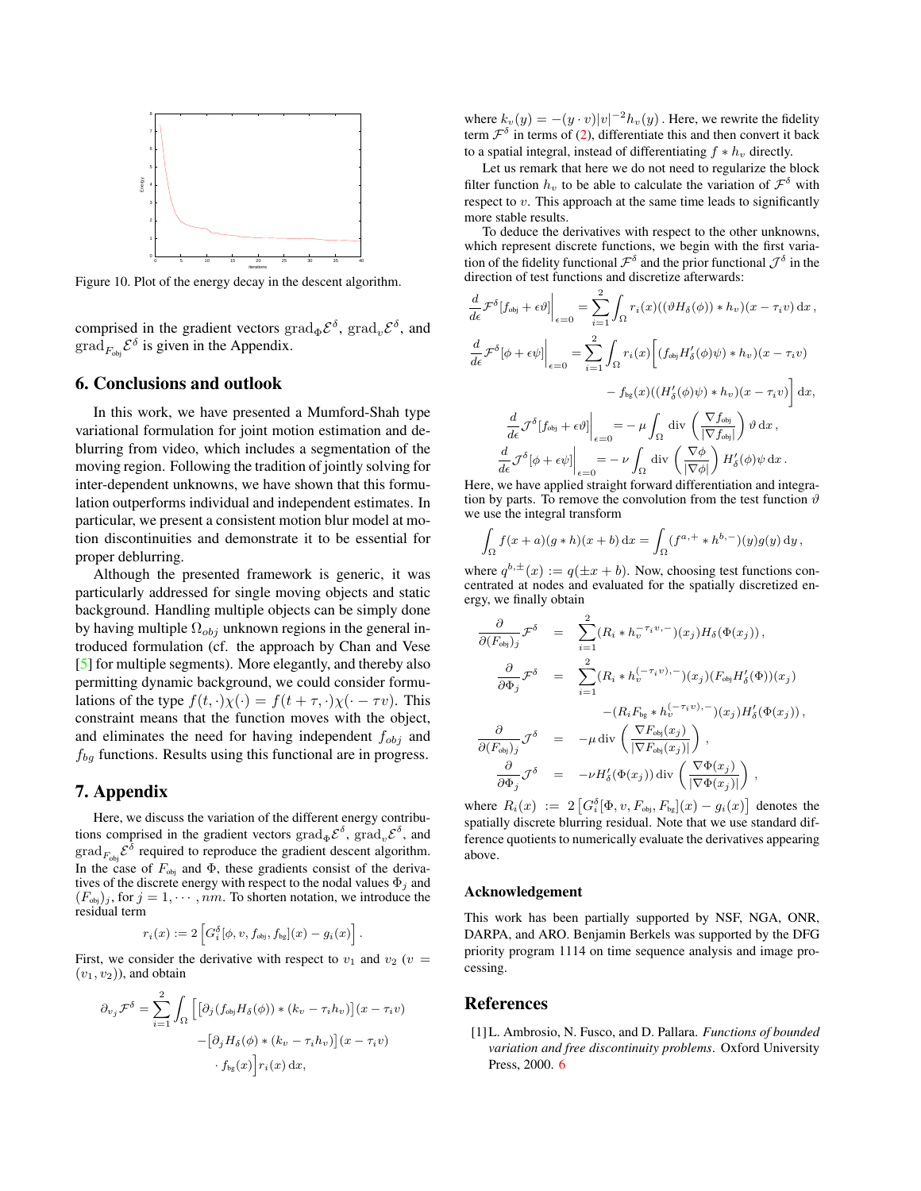Figure 10. Plot of the energy decay in the descent algorithm.

comprised in the gradient vectors $\text{grad}_\Phi \mathcal{E}^\delta$, $\text{grad}_v \mathcal{E}^\delta$, and $\text{grad}_{F_{\text{obj}}} \mathcal{E}^\delta$ is given in the Appendix.

## 6. Conclusions and outlook

In this work, we have presented a Mumford-Shah type variational formulation for joint motion estimation and deblurring from video, which includes a segmentation of the moving region. Following the tradition of jointly solving for inter-dependent unknowns, we have shown that this formulation outperforms individual and independent estimates. In particular, we present a consistent motion blur model at motion discontinuities and demonstrate it to be essential for proper deblurring.

Although the presented framework is generic, it was particularly addressed for single moving objects and static background. Handling multiple objects can be simply done by having multiple $\Omega_{obj}$ unknown regions in the general introduced formulation (cf. the approach by Chan and Vese [5] for multiple segments). More elegantly, and thereby also permitting dynamic background, we could consider formulations of the type $f(t, \cdot)\chi(\cdot) = f(t + \tau, \cdot)\chi(\cdot - \tau v)$. This constraint means that the function moves with the object, and eliminates the need for having independent $f_{obj}$ and $f_{bg}$ functions. Results using this functional are in progress.

## 7. Appendix

Here, we discuss the variation of the different energy contributions comprised in the gradient vectors $\text{grad}_\Phi \mathcal{E}^\delta$, $\text{grad}_v \mathcal{E}^\delta$, and $\text{grad}_{F_{\text{obj}}} \mathcal{E}^\delta$ required to reproduce the gradient descent algorithm. In the case of $F_{\text{obj}}$ and $\Phi$, these gradients consist of the derivatives of the discrete energy with respect to the nodal values $\Phi_j$ and $(F_{\text{obj}})_j$, for $j = 1, \cdots, nm$. To shorten notation, we introduce the residual term

$$r_i(x) := 2\left[G_i^\delta[\phi, v, f_{\text{obj}}, f_{\text{bg}}](x) - g_i(x)\right].$$

First, we consider the derivative with respect to $v_1$ and $v_2$ ($v = (v_1, v_2)$), and obtain

$$\begin{aligned}\partial_{v_j}\mathcal{F}^\delta = \sum_{i=1}^{2}\int_\Omega \Big[&\left[\partial_j(f_{\text{obj}}H_\delta(\phi)) * (k_v - \tau_i h_v)\right](x - \tau_i v) \\ &-\left[\partial_j H_\delta(\phi) * (k_v - \tau_i h_v)\right](x - \tau_i v) \\ &\cdot f_{\text{bg}}(x)\Big] r_i(x)\,\mathrm{d}x,\end{aligned}$$

where $k_v(y) = -(y \cdot v)|v|^{-2}h_v(y)$. Here, we rewrite the fidelity term $\mathcal{F}^\delta$ in terms of (2), differentiate this and then convert it back to a spatial integral, instead of differentiating $f * h_v$ directly.

Let us remark that here we do not need to regularize the block filter function $h_v$ to be able to calculate the variation of $\mathcal{F}^\delta$ with respect to $v$. This approach at the same time leads to significantly more stable results.

To deduce the derivatives with respect to the other unknowns, which represent discrete functions, we begin with the first variation of the fidelity functional $\mathcal{F}^\delta$ and the prior functional $\mathcal{J}^\delta$ in the direction of test functions and discretize afterwards:

$$\frac{d}{d\epsilon}\mathcal{F}^\delta[f_{\text{obj}} + \epsilon\vartheta]\Big|_{\epsilon=0} = \sum_{i=1}^{2}\int_\Omega r_i(x)((\vartheta H_\delta(\phi)) * h_v)(x - \tau_i v)\,\mathrm{d}x,$$

$$\begin{aligned}\frac{d}{d\epsilon}\mathcal{F}^\delta[\phi + \epsilon\psi]\Big|_{\epsilon=0} = \sum_{i=1}^{2}\int_\Omega r_i(x)\Big[&(f_{\text{obj}}H'_\delta(\phi)\psi) * h_v)(x - \tau_i v) \\ &- f_{\text{bg}}(x)((H'_\delta(\phi)\psi) * h_v)(x - \tau_i v)\Big]\,\mathrm{d}x,\end{aligned}$$

$$\frac{d}{d\epsilon}\mathcal{J}^\delta[f_{\text{obj}} + \epsilon\vartheta]\Big|_{\epsilon=0} = -\mu\int_\Omega \text{div}\left(\frac{\nabla f_{\text{obj}}}{|\nabla f_{\text{obj}}|}\right)\vartheta\,\mathrm{d}x,$$

$$\frac{d}{d\epsilon}\mathcal{J}^\delta[\phi + \epsilon\psi]\Big|_{\epsilon=0} = -\nu\int_\Omega \text{div}\left(\frac{\nabla\phi}{|\nabla\phi|}\right)H'_\delta(\phi)\psi\,\mathrm{d}x.$$

Here, we have applied straight forward differentiation and integration by parts. To remove the convolution from the test function $\vartheta$ we use the integral transform

$$\int_\Omega f(x + a)(g * h)(x + b)\,\mathrm{d}x = \int_\Omega (f^{a,+} * h^{b,-})(y)g(y)\,\mathrm{d}y,$$

where $q^{b,\pm}(x) := q(\pm x + b)$. Now, choosing test functions concentrated at nodes and evaluated for the spatially discretized energy, we finally obtain

$$\begin{aligned}\frac{\partial}{\partial(F_{\text{obj}})_j}\mathcal{F}^\delta &= \sum_{i=1}^{2}(R_i * h_v^{-\tau_i v,-})(x_j)H_\delta(\Phi(x_j)),\\ \frac{\partial}{\partial\Phi_j}\mathcal{F}^\delta &= \sum_{i=1}^{2}(R_i * h_v^{(-\tau_i v),-})(x_j)(F_{\text{obj}}H'_\delta(\Phi))(x_j)\\ &\quad -(R_i F_{\text{bg}} * h_v^{(-\tau_i v),-})(x_j)H'_\delta(\Phi(x_j)),\\ \frac{\partial}{\partial(F_{\text{obj}})_j}\mathcal{J}^\delta &= -\mu\,\text{div}\left(\frac{\nabla F_{\text{obj}}(x_j)}{|\nabla F_{\text{obj}}(x_j)|}\right),\\ \frac{\partial}{\partial\Phi_j}\mathcal{J}^\delta &= -\nu H'_\delta(\Phi(x_j))\,\text{div}\left(\frac{\nabla\Phi(x_j)}{|\nabla\Phi(x_j)|}\right),\end{aligned}$$

where $R_i(x) := 2\left[G_i^\delta[\Phi, v, F_{\text{obj}}, F_{\text{bg}}](x) - g_i(x)\right]$ denotes the spatially discrete blurring residual. Note that we use standard difference quotients to numerically evaluate the derivatives appearing above.

### Acknowledgement

This work has been partially supported by NSF, NGA, ONR, DARPA, and ARO. Benjamin Berkels was supported by the DFG priority program 1114 on time sequence analysis and image processing.

## References

[1] L. Ambrosio, N. Fusco, and D. Pallara. *Functions of bounded variation and free discontinuity problems*. Oxford University Press, 2000. 6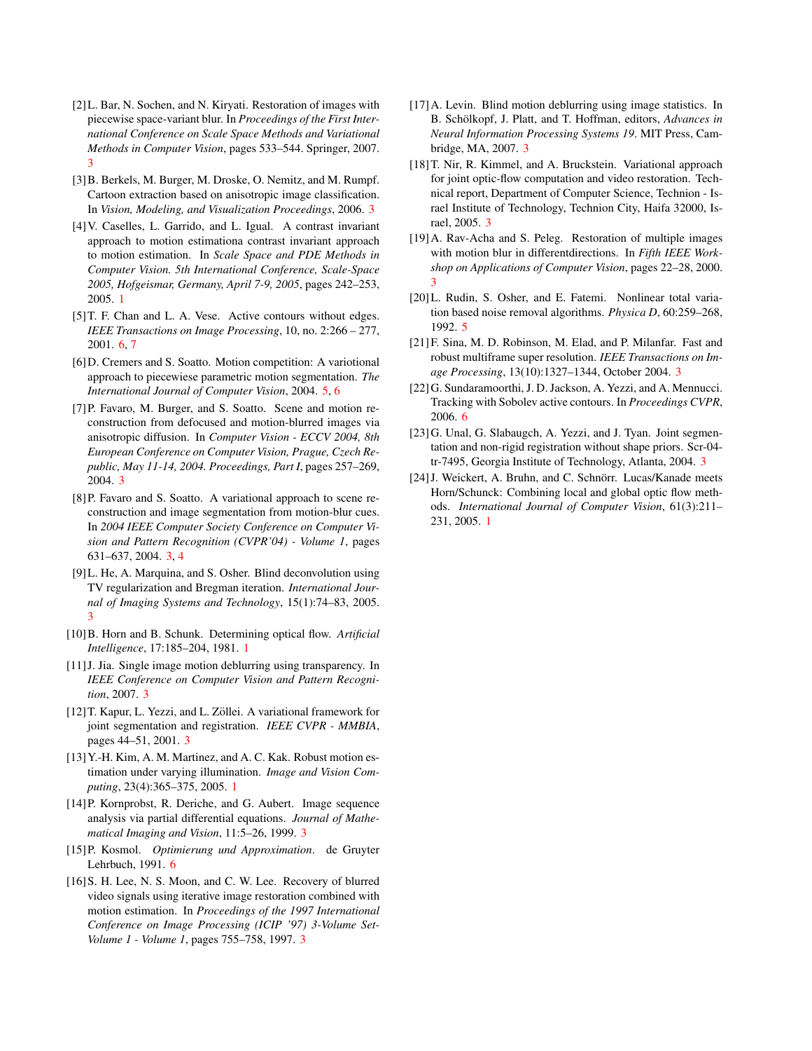[2] L. Bar, N. Sochen, and N. Kiryati. Restoration of images with piecewise space-variant blur. In *Proceedings of the First International Conference on Scale Space Methods and Variational Methods in Computer Vision*, pages 533–544. Springer, 2007. 3

[3] B. Berkels, M. Burger, M. Droske, O. Nemitz, and M. Rumpf. Cartoon extraction based on anisotropic image classification. In *Vision, Modeling, and Visualization Proceedings*, 2006. 3

[4] V. Caselles, L. Garrido, and L. Igual. A contrast invariant approach to motion estimationa contrast invariant approach to motion estimation. In *Scale Space and PDE Methods in Computer Vision. 5th International Conference, Scale-Space 2005, Hofgeismar, Germany, April 7-9, 2005*, pages 242–253, 2005. 1

[5] T. F. Chan and L. A. Vese. Active contours without edges. *IEEE Transactions on Image Processing*, 10, no. 2:266 – 277, 2001. 6, 7

[6] D. Cremers and S. Soatto. Motion competition: A variotional approach to piecewiese parametric motion segmentation. *The International Journal of Computer Vision*, 2004. 5, 6

[7] P. Favaro, M. Burger, and S. Soatto. Scene and motion reconstruction from defocused and motion-blurred images via anisotropic diffusion. In *Computer Vision - ECCV 2004, 8th European Conference on Computer Vision, Prague, Czech Republic, May 11-14, 2004. Proceedings, Part I*, pages 257–269, 2004. 3

[8] P. Favaro and S. Soatto. A variational approach to scene reconstruction and image segmentation from motion-blur cues. In *2004 IEEE Computer Society Conference on Computer Vision and Pattern Recognition (CVPR'04) - Volume 1*, pages 631–637, 2004. 3, 4

[9] L. He, A. Marquina, and S. Osher. Blind deconvolution using TV regularization and Bregman iteration. *International Journal of Imaging Systems and Technology*, 15(1):74–83, 2005. 3

[10] B. Horn and B. Schunk. Determining optical flow. *Artificial Intelligence*, 17:185–204, 1981. 1

[11] J. Jia. Single image motion deblurring using transparency. In *IEEE Conference on Computer Vision and Pattern Recognition*, 2007. 3

[12] T. Kapur, L. Yezzi, and L. Zöllei. A variational framework for joint segmentation and registration. *IEEE CVPR - MMBIA*, pages 44–51, 2001. 3

[13] Y.-H. Kim, A. M. Martinez, and A. C. Kak. Robust motion estimation under varying illumination. *Image and Vision Computing*, 23(4):365–375, 2005. 1

[14] P. Kornprobst, R. Deriche, and G. Aubert. Image sequence analysis via partial differential equations. *Journal of Mathematical Imaging and Vision*, 11:5–26, 1999. 3

[15] P. Kosmol. *Optimierung und Approximation*. de Gruyter Lehrbuch, 1991. 6

[16] S. H. Lee, N. S. Moon, and C. W. Lee. Recovery of blurred video signals using iterative image restoration combined with motion estimation. In *Proceedings of the 1997 International Conference on Image Processing (ICIP '97) 3-Volume Set-Volume 1 - Volume 1*, pages 755–758, 1997. 3

[17] A. Levin. Blind motion deblurring using image statistics. In B. Schölkopf, J. Platt, and T. Hoffman, editors, *Advances in Neural Information Processing Systems 19*. MIT Press, Cambridge, MA, 2007. 3

[18] T. Nir, R. Kimmel, and A. Bruckstein. Variational approach for joint optic-flow computation and video restoration. Technical report, Department of Computer Science, Technion - Israel Institute of Technology, Technion City, Haifa 32000, Israel, 2005. 3

[19] A. Rav-Acha and S. Peleg. Restoration of multiple images with motion blur in differentdirections. In *Fifth IEEE Workshop on Applications of Computer Vision*, pages 22–28, 2000. 3

[20] L. Rudin, S. Osher, and E. Fatemi. Nonlinear total variation based noise removal algorithms. *Physica D*, 60:259–268, 1992. 5

[21] F. Sina, M. D. Robinson, M. Elad, and P. Milanfar. Fast and robust multiframe super resolution. *IEEE Transactions on Image Processing*, 13(10):1327–1344, October 2004. 3

[22] G. Sundaramoorthi, J. D. Jackson, A. Yezzi, and A. Mennucci. Tracking with Sobolev active contours. In *Proceedings CVPR*, 2006. 6

[23] G. Unal, G. Slabaugch, A. Yezzi, and J. Tyan. Joint segmentation and non-rigid registration without shape priors. Scr-04-tr-7495, Georgia Institute of Technology, Atlanta, 2004. 3

[24] J. Weickert, A. Bruhn, and C. Schnörr. Lucas/Kanade meets Horn/Schunck: Combining local and global optic flow methods. *International Journal of Computer Vision*, 61(3):211–231, 2005. 1